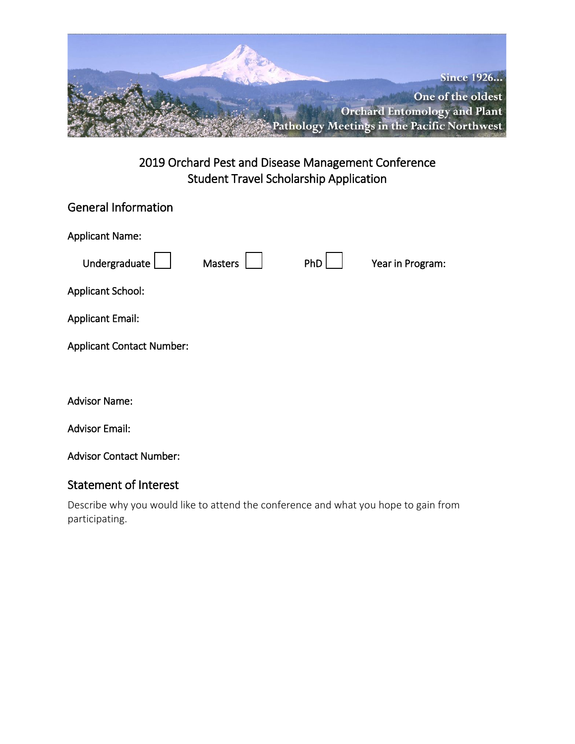Since 1926...
One of the oldest
Orchard Entomology and Plant
Pathology Meetings in the Pacific Northwest

# 2019 Orchard Pest and Disease Management Conference
# Student Travel Scholarship Application

## General Information

Applicant Name:

Undergraduate ☐ Masters ☐ PhD ☐ Year in Program:

Applicant School:

Applicant Email:

Applicant Contact Number:

Advisor Name:

Advisor Email:

Advisor Contact Number:

## Statement of Interest

Describe why you would like to attend the conference and what you hope to gain from participating.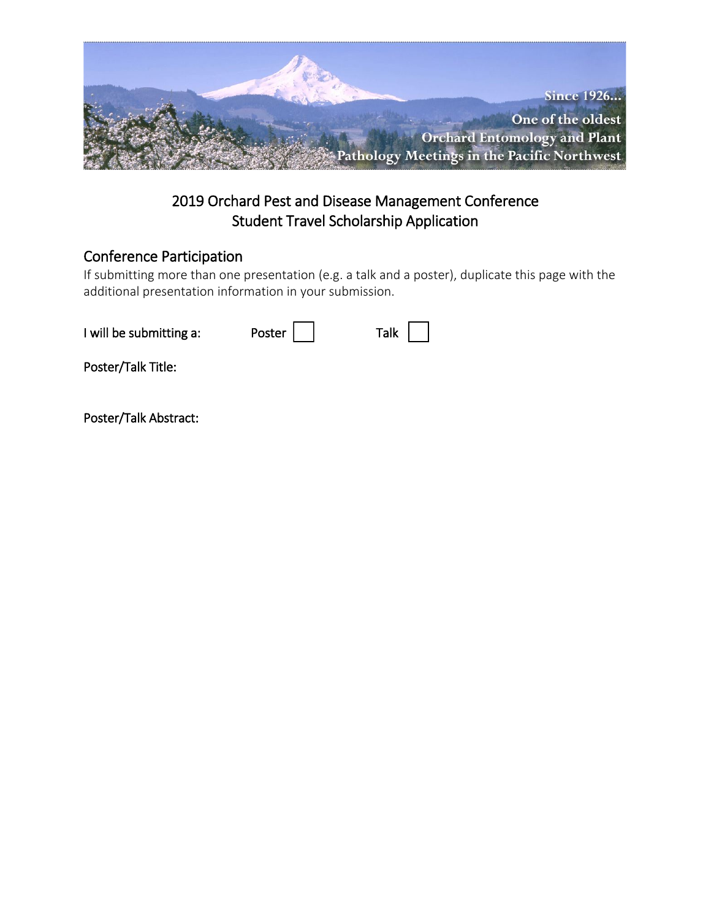Since 1926...

One of the oldest Orchard Entomology and Plant Pathology Meetings in the Pacific Northwest

# 2019 Orchard Pest and Disease Management Conference
# Student Travel Scholarship Application

## Conference Participation

If submitting more than one presentation (e.g. a talk and a poster), duplicate this page with the additional presentation information in your submission.

I will be submitting a: Poster ☐ Talk ☐

Poster/Talk Title:

Poster/Talk Abstract: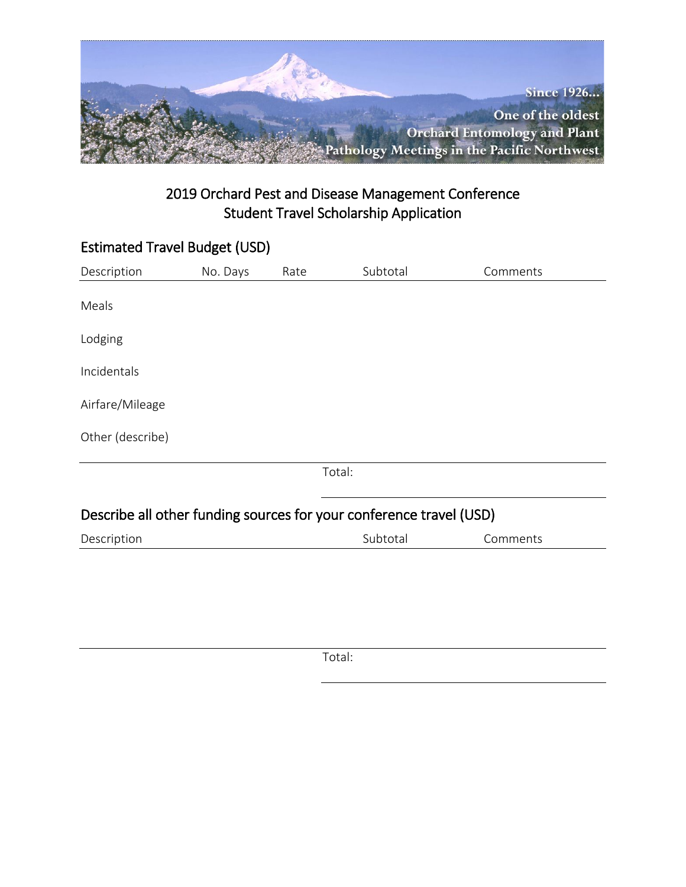Since 1926...
One of the oldest
Orchard Entomology and Plant
Pathology Meetings in the Pacific Northwest

# 2019 Orchard Pest and Disease Management Conference
# Student Travel Scholarship Application

## Estimated Travel Budget (USD)

| Description | No. Days | Rate | Subtotal | Comments |
|---|---|---|---|---|
| Meals | | | | |
| Lodging | | | | |
| Incidentals | | | | |
| Airfare/Mileage | | | | |
| Other (describe) | | | | |
| | | Total: | | |

## Describe all other funding sources for your conference travel (USD)

| Description | Subtotal | Comments |
|---|---|---|
| | | |
| Total: | | |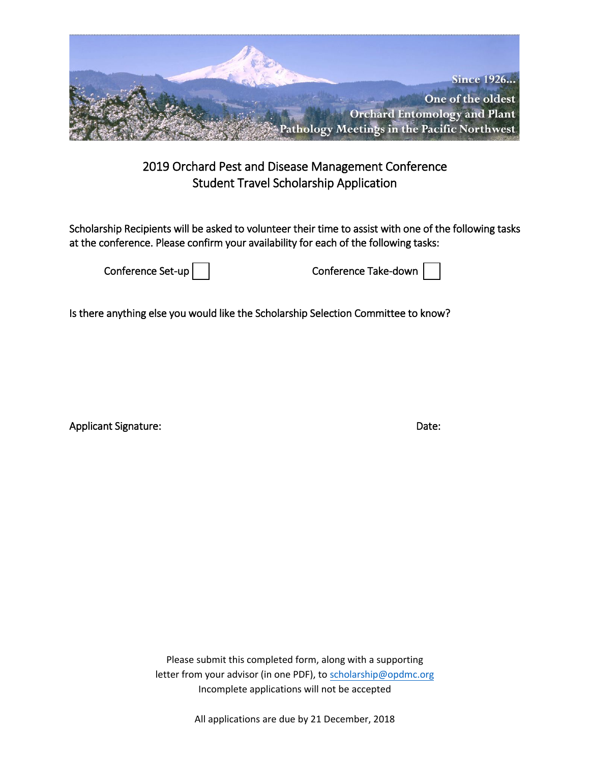Since 1926...
One of the oldest
Orchard Entomology and Plant
Pathology Meetings in the Pacific Northwest

# 2019 Orchard Pest and Disease Management Conference
## Student Travel Scholarship Application

Scholarship Recipients will be asked to volunteer their time to assist with one of the following tasks at the conference. Please confirm your availability for each of the following tasks:

Conference Set-up ☐ Conference Take-down ☐

Is there anything else you would like the Scholarship Selection Committee to know?

Applicant Signature: Date:

Please submit this completed form, along with a supporting letter from your advisor (in one PDF), to scholarship@opdmc.org
Incomplete applications will not be accepted

All applications are due by 21 December, 2018